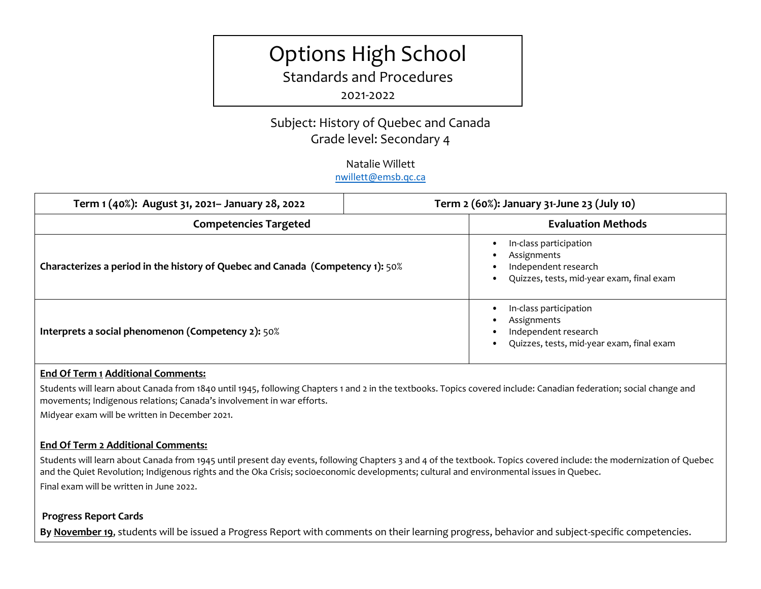# Options High School

## Standards and Procedures

2021-2022

### Subject: History of Quebec and Canada
### Grade level: Secondary 4

Natalie Willett
nwillett@emsb.qc.ca

| **Term 1 (40%): August 31, 2021– January 28, 2022** | **Term 2 (60%): January 31-June 23 (July 10)** |
|---|---|
| **Competencies Targeted** | **Evaluation Methods** |
| **Characterizes a period in the history of Quebec and Canada (Competency 1):** 50% | • In-class participation<br>• Assignments<br>• Independent research<br>• Quizzes, tests, mid-year exam, final exam |
| **Interprets a social phenomenon (Competency 2):** 50% | • In-class participation<br>• Assignments<br>• Independent research<br>• Quizzes, tests, mid-year exam, final exam |

**End Of Term 1 Additional Comments:**

Students will learn about Canada from 1840 until 1945, following Chapters 1 and 2 in the textbooks. Topics covered include: Canadian federation; social change and movements; Indigenous relations; Canada's involvement in war efforts.

Midyear exam will be written in December 2021.

**End Of Term 2 Additional Comments:**

Students will learn about Canada from 1945 until present day events, following Chapters 3 and 4 of the textbook. Topics covered include: the modernization of Quebec and the Quiet Revolution; Indigenous rights and the Oka Crisis; socioeconomic developments; cultural and environmental issues in Quebec.

Final exam will be written in June 2022.

**Progress Report Cards**

**By November 19**, students will be issued a Progress Report with comments on their learning progress, behavior and subject-specific competencies.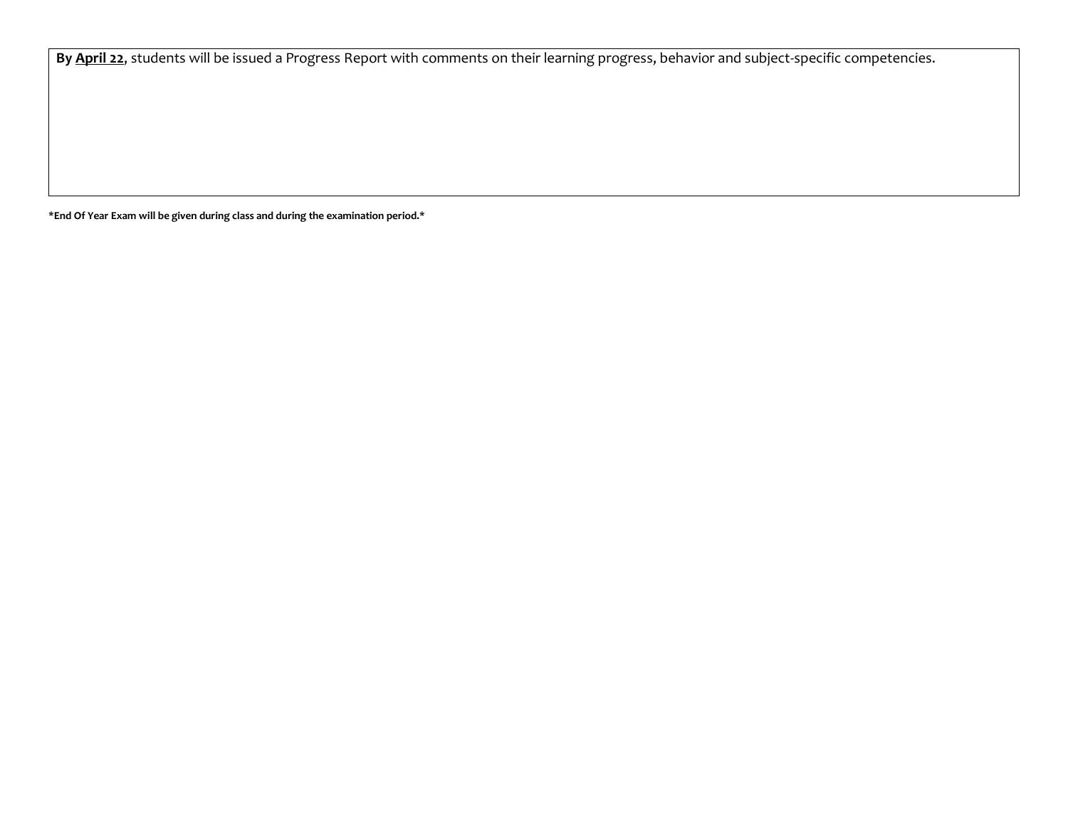**By <u>April 22</u>**, students will be issued a Progress Report with comments on their learning progress, behavior and subject-specific competencies.

***End Of Year Exam will be given during class and during the examination period.***